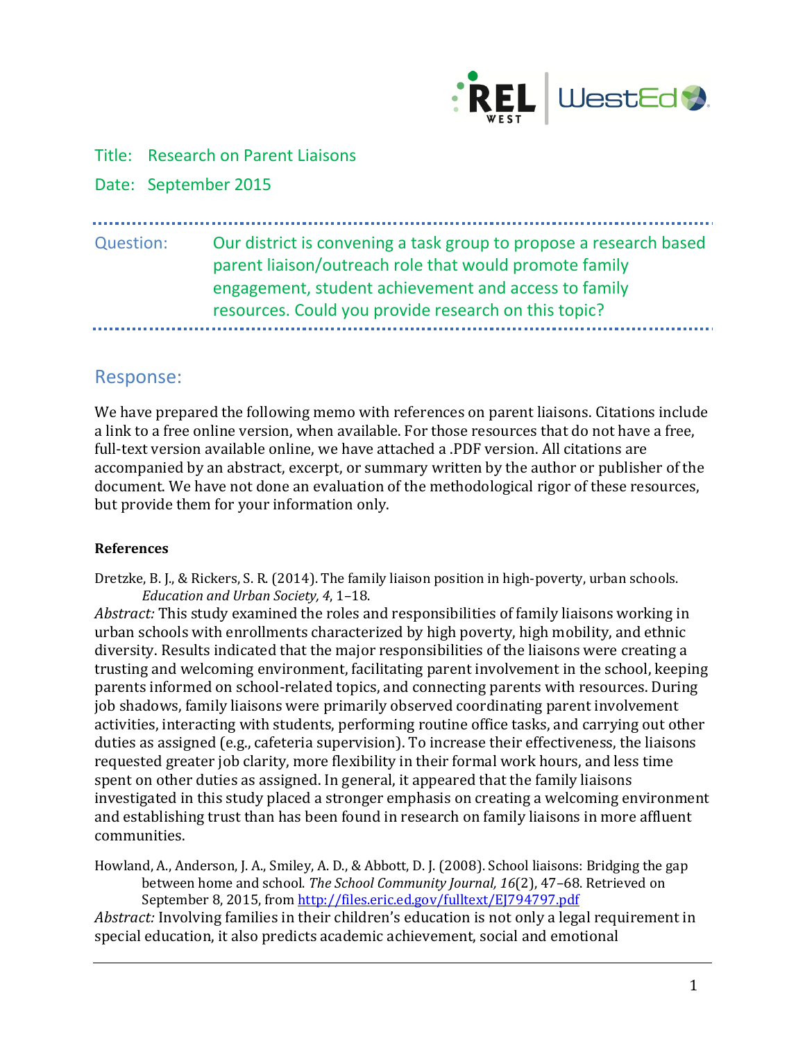Title: Research on Parent Liaisons

Date: September 2015

---

Question: Our district is convening a task group to propose a research based parent liaison/outreach role that would promote family engagement, student achievement and access to family resources. Could you provide research on this topic?

---

## Response:

We have prepared the following memo with references on parent liaisons. Citations include a link to a free online version, when available. For those resources that do not have a free, full-text version available online, we have attached a .PDF version. All citations are accompanied by an abstract, excerpt, or summary written by the author or publisher of the document. We have not done an evaluation of the methodological rigor of these resources, but provide them for your information only.

**References**

Dretzke, B. J., & Rickers, S. R. (2014). The family liaison position in high-poverty, urban schools. *Education and Urban Society, 4*, 1–18.

*Abstract:* This study examined the roles and responsibilities of family liaisons working in urban schools with enrollments characterized by high poverty, high mobility, and ethnic diversity. Results indicated that the major responsibilities of the liaisons were creating a trusting and welcoming environment, facilitating parent involvement in the school, keeping parents informed on school-related topics, and connecting parents with resources. During job shadows, family liaisons were primarily observed coordinating parent involvement activities, interacting with students, performing routine office tasks, and carrying out other duties as assigned (e.g., cafeteria supervision). To increase their effectiveness, the liaisons requested greater job clarity, more flexibility in their formal work hours, and less time spent on other duties as assigned. In general, it appeared that the family liaisons investigated in this study placed a stronger emphasis on creating a welcoming environment and establishing trust than has been found in research on family liaisons in more affluent communities.

Howland, A., Anderson, J. A., Smiley, A. D., & Abbott, D. J. (2008). School liaisons: Bridging the gap between home and school. *The School Community Journal, 16*(2), 47–68. Retrieved on September 8, 2015, from http://files.eric.ed.gov/fulltext/EJ794797.pdf

*Abstract:* Involving families in their children's education is not only a legal requirement in special education, it also predicts academic achievement, social and emotional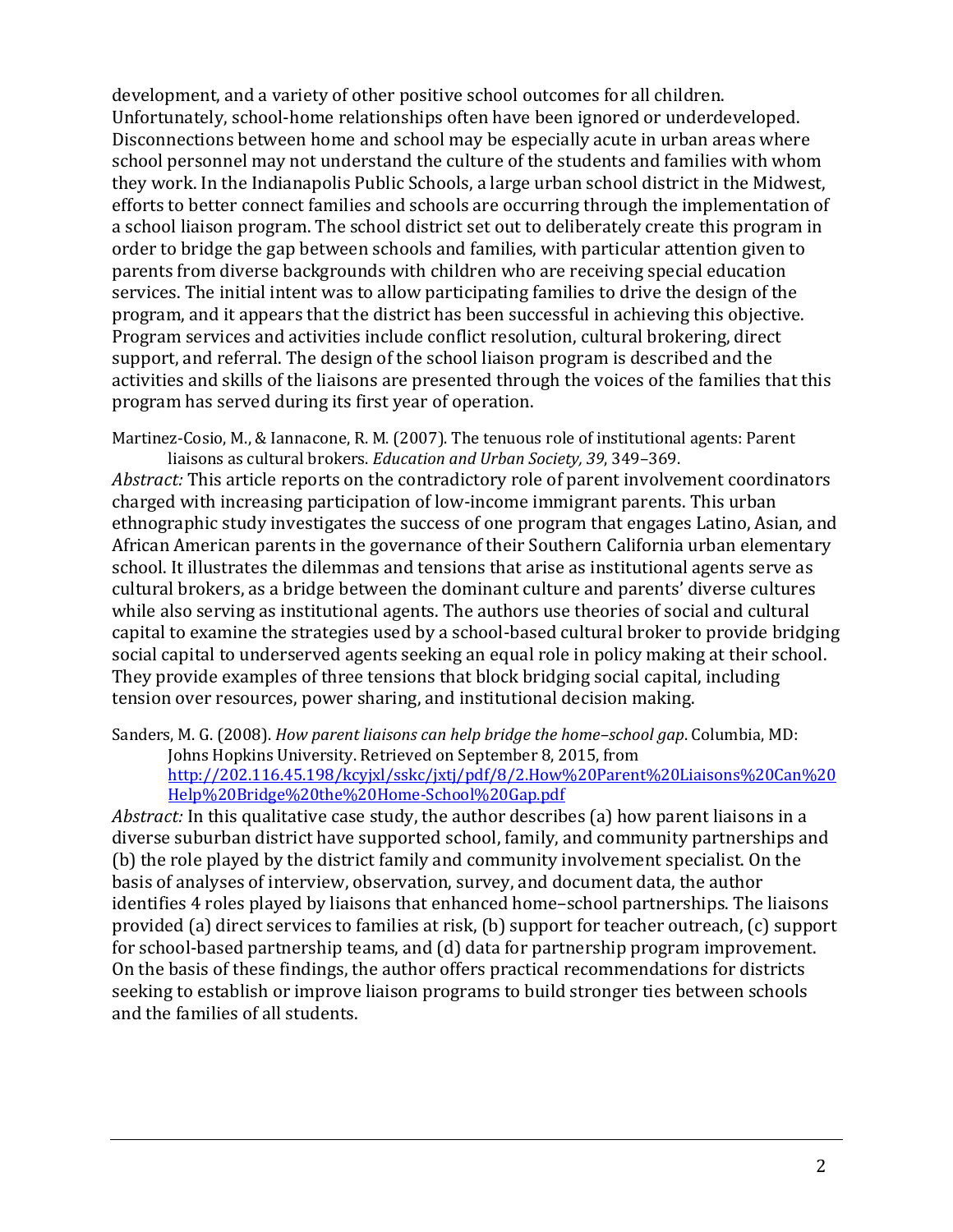development, and a variety of other positive school outcomes for all children. Unfortunately, school-home relationships often have been ignored or underdeveloped. Disconnections between home and school may be especially acute in urban areas where school personnel may not understand the culture of the students and families with whom they work. In the Indianapolis Public Schools, a large urban school district in the Midwest, efforts to better connect families and schools are occurring through the implementation of a school liaison program. The school district set out to deliberately create this program in order to bridge the gap between schools and families, with particular attention given to parents from diverse backgrounds with children who are receiving special education services. The initial intent was to allow participating families to drive the design of the program, and it appears that the district has been successful in achieving this objective. Program services and activities include conflict resolution, cultural brokering, direct support, and referral. The design of the school liaison program is described and the activities and skills of the liaisons are presented through the voices of the families that this program has served during its first year of operation.

Martinez-Cosio, M., & Iannacone, R. M. (2007). The tenuous role of institutional agents: Parent liaisons as cultural brokers. *Education and Urban Society, 39*, 349–369.

*Abstract:* This article reports on the contradictory role of parent involvement coordinators charged with increasing participation of low-income immigrant parents. This urban ethnographic study investigates the success of one program that engages Latino, Asian, and African American parents in the governance of their Southern California urban elementary school. It illustrates the dilemmas and tensions that arise as institutional agents serve as cultural brokers, as a bridge between the dominant culture and parents' diverse cultures while also serving as institutional agents. The authors use theories of social and cultural capital to examine the strategies used by a school-based cultural broker to provide bridging social capital to underserved agents seeking an equal role in policy making at their school. They provide examples of three tensions that block bridging social capital, including tension over resources, power sharing, and institutional decision making.

Sanders, M. G. (2008). *How parent liaisons can help bridge the home–school gap*. Columbia, MD: Johns Hopkins University. Retrieved on September 8, 2015, from [http://202.116.45.198/kcyjxl/sskc/jxtj/pdf/8/2.How%20Parent%20Liaisons%20Can%20Help%20Bridge%20the%20Home-School%20Gap.pdf](http://202.116.45.198/kcyjxl/sskc/jxtj/pdf/8/2.How%20Parent%20Liaisons%20Can%20Help%20Bridge%20the%20Home-School%20Gap.pdf)

*Abstract:* In this qualitative case study, the author describes (a) how parent liaisons in a diverse suburban district have supported school, family, and community partnerships and (b) the role played by the district family and community involvement specialist. On the basis of analyses of interview, observation, survey, and document data, the author identifies 4 roles played by liaisons that enhanced home–school partnerships. The liaisons provided (a) direct services to families at risk, (b) support for teacher outreach, (c) support for school-based partnership teams, and (d) data for partnership program improvement. On the basis of these findings, the author offers practical recommendations for districts seeking to establish or improve liaison programs to build stronger ties between schools and the families of all students.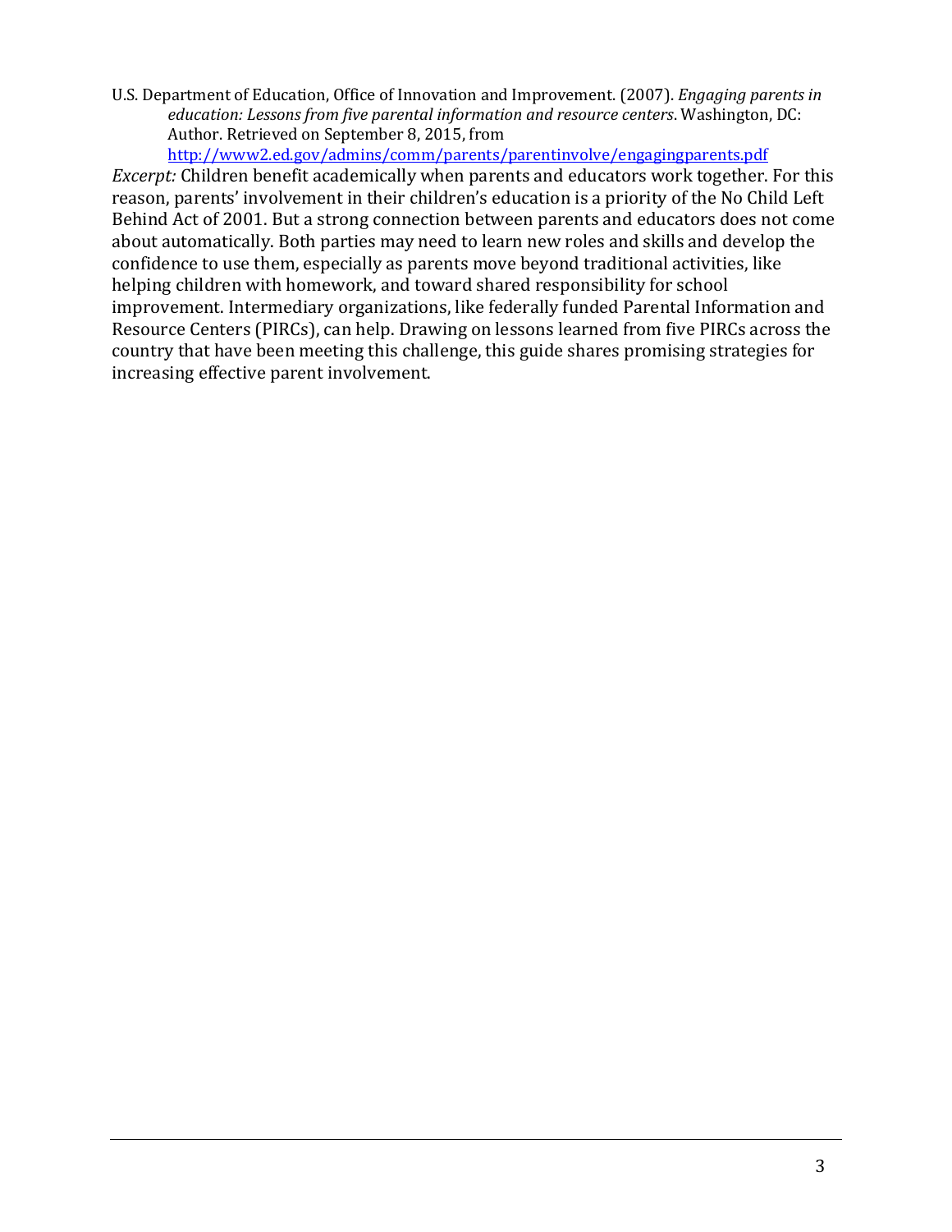U.S. Department of Education, Office of Innovation and Improvement. (2007). *Engaging parents in education: Lessons from five parental information and resource centers*. Washington, DC: Author. Retrieved on September 8, 2015, from [http://www2.ed.gov/admins/comm/parents/parentinvolve/engagingparents.pdf](http://www2.ed.gov/admins/comm/parents/parentinvolve/engagingparents.pdf)

*Excerpt:* Children benefit academically when parents and educators work together. For this reason, parents' involvement in their children's education is a priority of the No Child Left Behind Act of 2001. But a strong connection between parents and educators does not come about automatically. Both parties may need to learn new roles and skills and develop the confidence to use them, especially as parents move beyond traditional activities, like helping children with homework, and toward shared responsibility for school improvement. Intermediary organizations, like federally funded Parental Information and Resource Centers (PIRCs), can help. Drawing on lessons learned from five PIRCs across the country that have been meeting this challenge, this guide shares promising strategies for increasing effective parent involvement.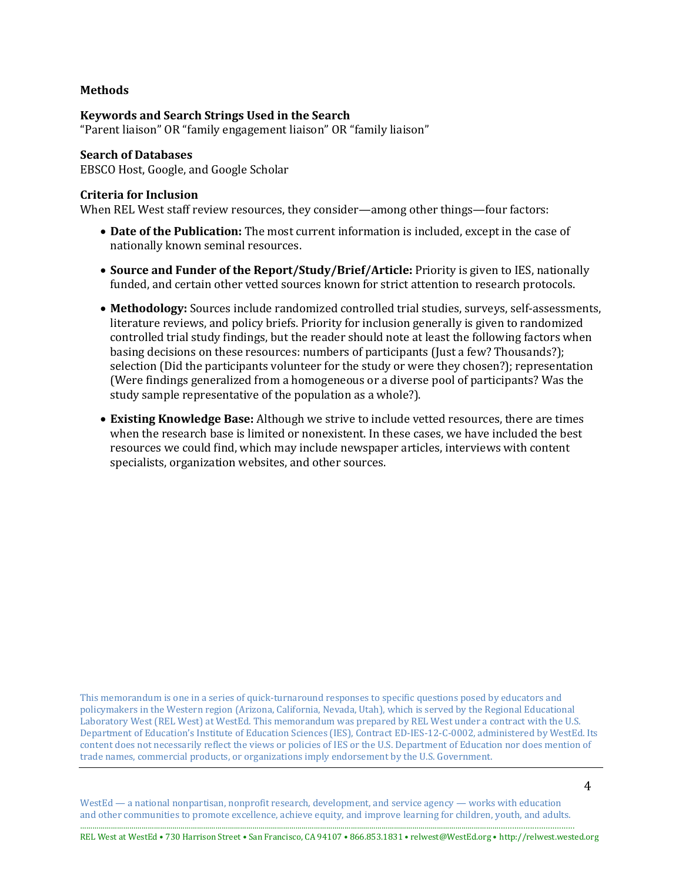## Methods

**Keywords and Search Strings Used in the Search**
"Parent liaison" OR "family engagement liaison" OR "family liaison"

**Search of Databases**
EBSCO Host, Google, and Google Scholar

**Criteria for Inclusion**
When REL West staff review resources, they consider—among other things—four factors:

- **Date of the Publication:** The most current information is included, except in the case of nationally known seminal resources.
- **Source and Funder of the Report/Study/Brief/Article:** Priority is given to IES, nationally funded, and certain other vetted sources known for strict attention to research protocols.
- **Methodology:** Sources include randomized controlled trial studies, surveys, self-assessments, literature reviews, and policy briefs. Priority for inclusion generally is given to randomized controlled trial study findings, but the reader should note at least the following factors when basing decisions on these resources: numbers of participants (Just a few? Thousands?); selection (Did the participants volunteer for the study or were they chosen?); representation (Were findings generalized from a homogeneous or a diverse pool of participants? Was the study sample representative of the population as a whole?).
- **Existing Knowledge Base:** Although we strive to include vetted resources, there are times when the research base is limited or nonexistent. In these cases, we have included the best resources we could find, which may include newspaper articles, interviews with content specialists, organization websites, and other sources.

This memorandum is one in a series of quick-turnaround responses to specific questions posed by educators and policymakers in the Western region (Arizona, California, Nevada, Utah), which is served by the Regional Educational Laboratory West (REL West) at WestEd. This memorandum was prepared by REL West under a contract with the U.S. Department of Education's Institute of Education Sciences (IES), Contract ED-IES-12-C-0002, administered by WestEd. Its content does not necessarily reflect the views or policies of IES or the U.S. Department of Education nor does mention of trade names, commercial products, or organizations imply endorsement by the U.S. Government.

WestEd — a national nonpartisan, nonprofit research, development, and service agency — works with education and other communities to promote excellence, achieve equity, and improve learning for children, youth, and adults.

REL West at WestEd • 730 Harrison Street • San Francisco, CA 94107 • 866.853.1831 • relwest@WestEd.org • http://relwest.wested.org